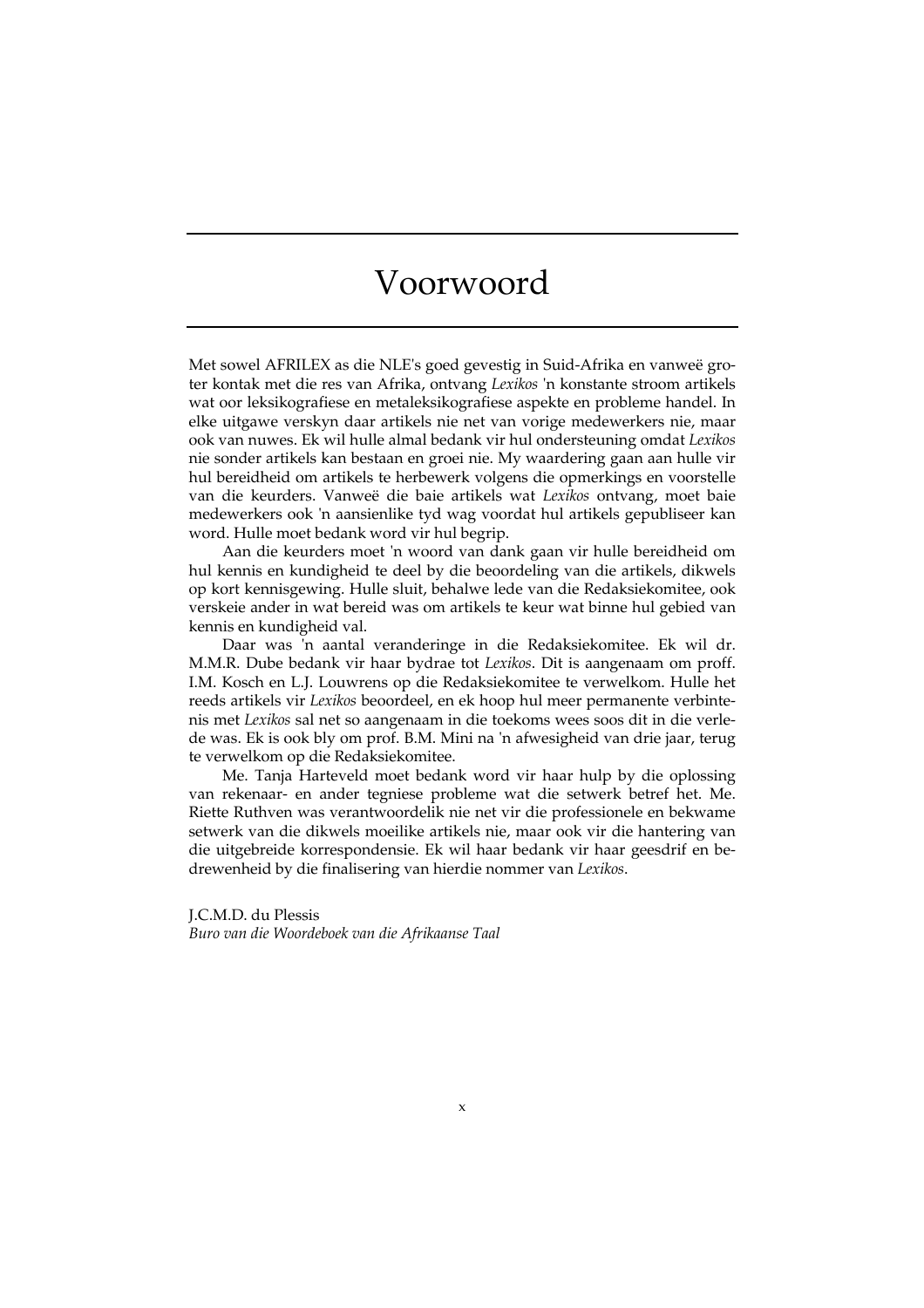# Voorwoord

Met sowel AFRILEX as die NLE's goed gevestig in Suid-Afrika en vanweë groter kontak met die res van Afrika, ontvang *Lexikos* 'n konstante stroom artikels wat oor leksikografiese en metaleksikografiese aspekte en probleme handel. In elke uitgawe verskyn daar artikels nie net van vorige medewerkers nie, maar ook van nuwes. Ek wil hulle almal bedank vir hul ondersteuning omdat *Lexikos* nie sonder artikels kan bestaan en groei nie. My waardering gaan aan hulle vir hul bereidheid om artikels te herbewerk volgens die opmerkings en voorstelle van die keurders. Vanweë die baie artikels wat *Lexikos* ontvang, moet baie medewerkers ook 'n aansienlike tyd wag voordat hul artikels gepubliseer kan word. Hulle moet bedank word vir hul begrip.

Aan die keurders moet 'n woord van dank gaan vir hulle bereidheid om hul kennis en kundigheid te deel by die beoordeling van die artikels, dikwels op kort kennisgewing. Hulle sluit, behalwe lede van die Redaksiekomitee, ook verskeie ander in wat bereid was om artikels te keur wat binne hul gebied van kennis en kundigheid val.

Daar was 'n aantal veranderinge in die Redaksiekomitee. Ek wil dr. M.M.R. Dube bedank vir haar bydrae tot *Lexikos*. Dit is aangenaam om proff. I.M. Kosch en L.J. Louwrens op die Redaksiekomitee te verwelkom. Hulle het reeds artikels vir *Lexikos* beoordeel, en ek hoop hul meer permanente verbintenis met *Lexikos* sal net so aangenaam in die toekoms wees soos dit in die verlede was. Ek is ook bly om prof. B.M. Mini na 'n afwesigheid van drie jaar, terug te verwelkom op die Redaksiekomitee.

Me. Tanja Harteveld moet bedank word vir haar hulp by die oplossing van rekenaar- en ander tegniese probleme wat die setwerk betref het. Me. Riette Ruthven was verantwoordelik nie net vir die professionele en bekwame setwerk van die dikwels moeilike artikels nie, maar ook vir die hantering van die uitgebreide korrespondensie. Ek wil haar bedank vir haar geesdrif en bedrewenheid by die finalisering van hierdie nommer van *Lexikos*.

J.C.M.D. du Plessis
*Buro van die Woordeboek van die Afrikaanse Taal*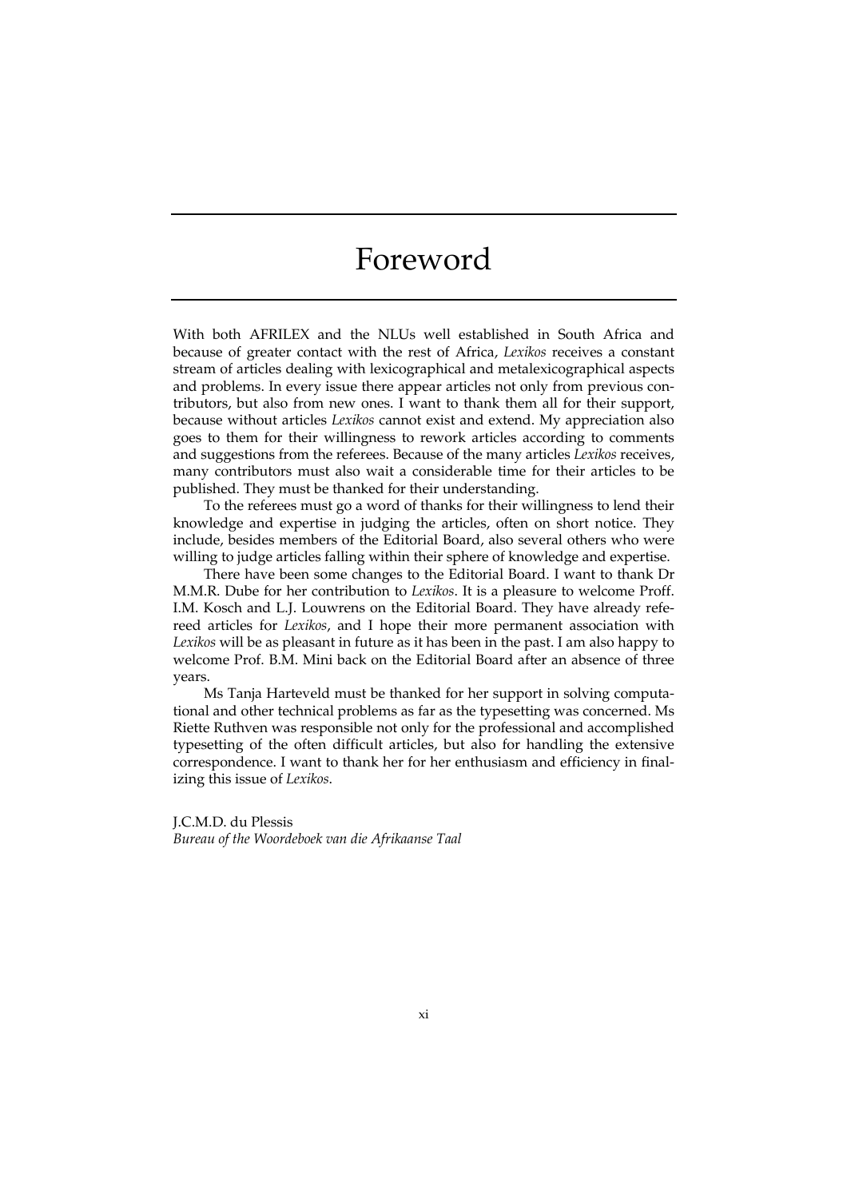# Foreword

With both AFRILEX and the NLUs well established in South Africa and because of greater contact with the rest of Africa, *Lexikos* receives a constant stream of articles dealing with lexicographical and metalexicographical aspects and problems. In every issue there appear articles not only from previous contributors, but also from new ones. I want to thank them all for their support, because without articles *Lexikos* cannot exist and extend. My appreciation also goes to them for their willingness to rework articles according to comments and suggestions from the referees. Because of the many articles *Lexikos* receives, many contributors must also wait a considerable time for their articles to be published. They must be thanked for their understanding.

To the referees must go a word of thanks for their willingness to lend their knowledge and expertise in judging the articles, often on short notice. They include, besides members of the Editorial Board, also several others who were willing to judge articles falling within their sphere of knowledge and expertise.

There have been some changes to the Editorial Board. I want to thank Dr M.M.R. Dube for her contribution to *Lexikos*. It is a pleasure to welcome Proff. I.M. Kosch and L.J. Louwrens on the Editorial Board. They have already refereed articles for *Lexikos*, and I hope their more permanent association with *Lexikos* will be as pleasant in future as it has been in the past. I am also happy to welcome Prof. B.M. Mini back on the Editorial Board after an absence of three years.

Ms Tanja Harteveld must be thanked for her support in solving computational and other technical problems as far as the typesetting was concerned. Ms Riette Ruthven was responsible not only for the professional and accomplished typesetting of the often difficult articles, but also for handling the extensive correspondence. I want to thank her for her enthusiasm and efficiency in finalizing this issue of *Lexikos*.

J.C.M.D. du Plessis
*Bureau of the Woordeboek van die Afrikaanse Taal*